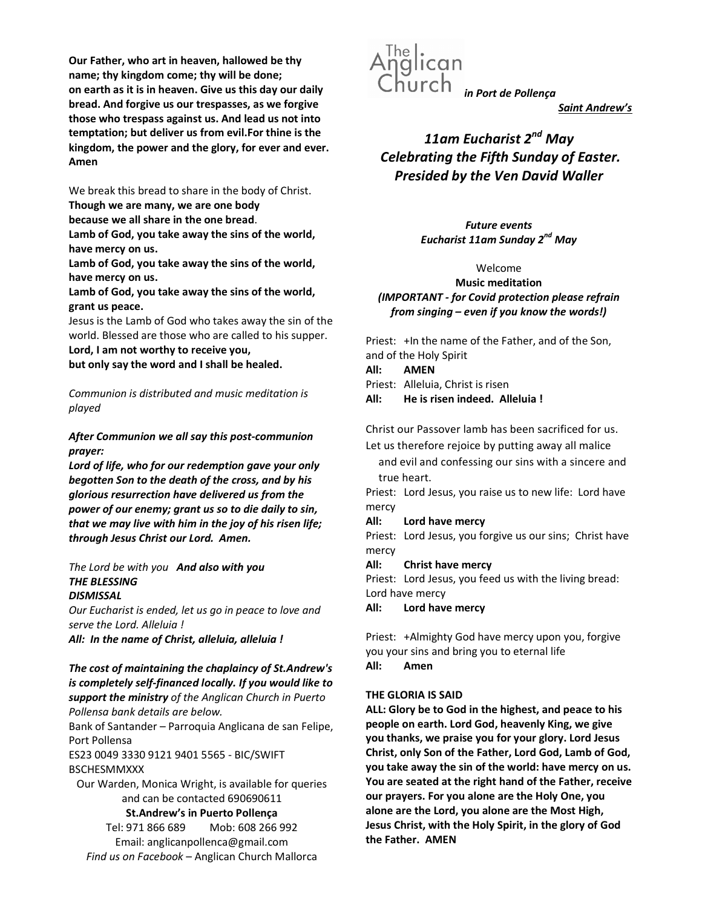**Our Father, who art in heaven, hallowed be thy name; thy kingdom come; thy will be done; on earth as it is in heaven. Give us this day our daily bread. And forgive us our trespasses, as we forgive those who trespass against us. And lead us not into temptation; but deliver us from evil.For thine is the kingdom, the power and the glory, for ever and ever. Amen**

We break this bread to share in the body of Christ.
**Though we are many, we are one body because we all share in the one bread**.
**Lamb of God, you take away the sins of the world, have mercy on us.**
**Lamb of God, you take away the sins of the world, have mercy on us.**
**Lamb of God, you take away the sins of the world, grant us peace.**
Jesus is the Lamb of God who takes away the sin of the world. Blessed are those who are called to his supper.
**Lord, I am not worthy to receive you, but only say the word and I shall be healed.**

*Communion is distributed and music meditation is played*

***After Communion we all say this post-communion prayer:***
***Lord of life, who for our redemption gave your only begotten Son to the death of the cross, and by his glorious resurrection have delivered us from the power of our enemy; grant us so to die daily to sin, that we may live with him in the joy of his risen life; through Jesus Christ our Lord. Amen.***

*The Lord be with you* ***And also with you***
***THE BLESSING***
***DISMISSAL***
*Our Eucharist is ended, let us go in peace to love and serve the Lord. Alleluia !*
***All: In the name of Christ, alleluia, alleluia !***

***The cost of maintaining the chaplaincy of St.Andrew's is completely self-financed locally. If you would like to support the ministry*** *of the Anglican Church in Puerto Pollensa bank details are below.*
Bank of Santander – Parroquia Anglicana de san Felipe, Port Pollensa
ES23 0049 3330 9121 9401 5565 - BIC/SWIFT BSCHESMMXXX
Our Warden, Monica Wright, is available for queries and can be contacted 690690611
**St.Andrew's in Puerto Pollença**
Tel: 971 866 689 Mob: 608 266 992
Email: anglicanpollenca@gmail.com
*Find us on Facebook* – Anglican Church Mallorca

The Anglican Church *in Port de Pollença*
***Saint Andrew's***

# *11am Eucharist 2nd May Celebrating the Fifth Sunday of Easter. Presided by the Ven David Waller*

***Future events***
***Eucharist 11am Sunday 2nd May***

Welcome
**Music meditation**
***(IMPORTANT - for Covid protection please refrain from singing – even if you know the words!)***

Priest: +In the name of the Father, and of the Son, and of the Holy Spirit
**All: AMEN**
Priest: Alleluia, Christ is risen
**All: He is risen indeed. Alleluia !**

Christ our Passover lamb has been sacrificed for us. Let us therefore rejoice by putting away all malice and evil and confessing our sins with a sincere and true heart.
Priest: Lord Jesus, you raise us to new life: Lord have mercy
**All: Lord have mercy**
Priest: Lord Jesus, you forgive us our sins; Christ have mercy
**All: Christ have mercy**
Priest: Lord Jesus, you feed us with the living bread: Lord have mercy
**All: Lord have mercy**

Priest: +Almighty God have mercy upon you, forgive you your sins and bring you to eternal life
**All: Amen**

**THE GLORIA IS SAID**
**ALL: Glory be to God in the highest, and peace to his people on earth. Lord God, heavenly King, we give you thanks, we praise you for your glory. Lord Jesus Christ, only Son of the Father, Lord God, Lamb of God, you take away the sin of the world: have mercy on us. You are seated at the right hand of the Father, receive our prayers. For you alone are the Holy One, you alone are the Lord, you alone are the Most High, Jesus Christ, with the Holy Spirit, in the glory of God the Father. AMEN**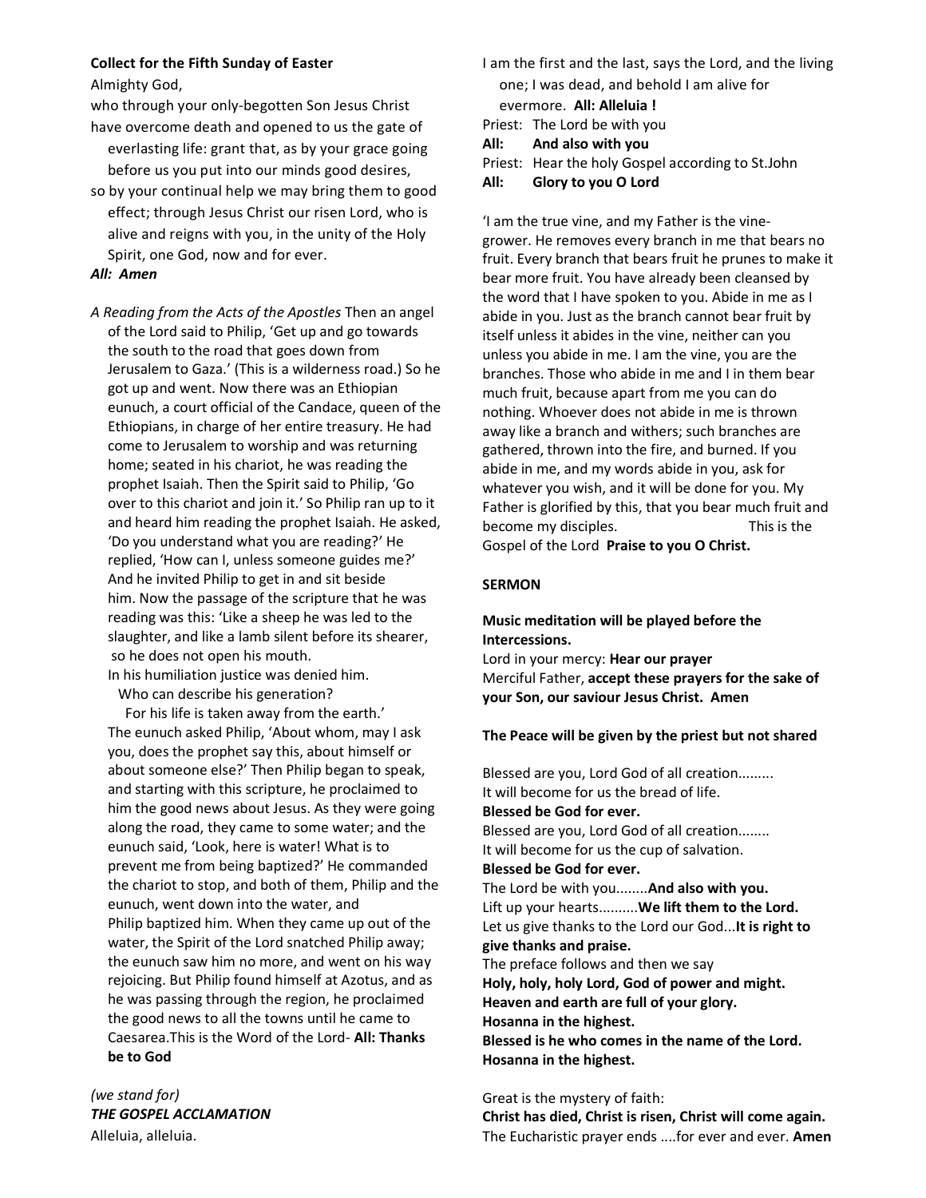**Collect for the Fifth Sunday of Easter**

Almighty God,
who through your only-begotten Son Jesus Christ have overcome death and opened to us the gate of everlasting life: grant that, as by your grace going before us you put into our minds good desires,
so by your continual help we may bring them to good effect; through Jesus Christ our risen Lord, who is alive and reigns with you, in the unity of the Holy Spirit, one God, now and for ever.

***All: Amen***

*A Reading from the Acts of the Apostles* Then an angel of the Lord said to Philip, 'Get up and go towards the south to the road that goes down from Jerusalem to Gaza.' (This is a wilderness road.) So he got up and went. Now there was an Ethiopian eunuch, a court official of the Candace, queen of the Ethiopians, in charge of her entire treasury. He had come to Jerusalem to worship and was returning home; seated in his chariot, he was reading the prophet Isaiah. Then the Spirit said to Philip, 'Go over to this chariot and join it.' So Philip ran up to it and heard him reading the prophet Isaiah. He asked, 'Do you understand what you are reading?' He replied, 'How can I, unless someone guides me?' And he invited Philip to get in and sit beside him. Now the passage of the scripture that he was reading was this: 'Like a sheep he was led to the slaughter, and like a lamb silent before its shearer, so he does not open his mouth.
In his humiliation justice was denied him.
Who can describe his generation?
For his life is taken away from the earth.'
The eunuch asked Philip, 'About whom, may I ask you, does the prophet say this, about himself or about someone else?' Then Philip began to speak, and starting with this scripture, he proclaimed to him the good news about Jesus. As they were going along the road, they came to some water; and the eunuch said, 'Look, here is water! What is to prevent me from being baptized?' He commanded the chariot to stop, and both of them, Philip and the eunuch, went down into the water, and Philip baptized him. When they came up out of the water, the Spirit of the Lord snatched Philip away; the eunuch saw him no more, and went on his way rejoicing. But Philip found himself at Azotus, and as he was passing through the region, he proclaimed the good news to all the towns until he came to Caesarea.This is the Word of the Lord- **All: Thanks be to God**

*(we stand for)*

***THE GOSPEL ACCLAMATION***

Alleluia, alleluia.

I am the first and the last, says the Lord, and the living one; I was dead, and behold I am alive for evermore. **All: Alleluia !**

Priest: The Lord be with you

**All: And also with you**

Priest: Hear the holy Gospel according to St.John

**All: Glory to you O Lord**

'I am the true vine, and my Father is the vine-grower. He removes every branch in me that bears no fruit. Every branch that bears fruit he prunes to make it bear more fruit. You have already been cleansed by the word that I have spoken to you. Abide in me as I abide in you. Just as the branch cannot bear fruit by itself unless it abides in the vine, neither can you unless you abide in me. I am the vine, you are the branches. Those who abide in me and I in them bear much fruit, because apart from me you can do nothing. Whoever does not abide in me is thrown away like a branch and withers; such branches are gathered, thrown into the fire, and burned. If you abide in me, and my words abide in you, ask for whatever you wish, and it will be done for you. My Father is glorified by this, that you bear much fruit and become my disciples. This is the Gospel of the Lord **Praise to you O Christ.**

**SERMON**

**Music meditation will be played before the Intercessions.**

Lord in your mercy: **Hear our prayer**

Merciful Father, **accept these prayers for the sake of your Son, our saviour Jesus Christ. Amen**

**The Peace will be given by the priest but not shared**

Blessed are you, Lord God of all creation.........
It will become for us the bread of life.
**Blessed be God for ever.**
Blessed are you, Lord God of all creation........
It will become for us the cup of salvation.
**Blessed be God for ever.**
The Lord be with you........**And also with you.**
Lift up your hearts..........**We lift them to the Lord.**
Let us give thanks to the Lord our God...**It is right to give thanks and praise.**
The preface follows and then we say
**Holy, holy, holy Lord, God of power and might.**
**Heaven and earth are full of your glory.**
**Hosanna in the highest.**
**Blessed is he who comes in the name of the Lord.**
**Hosanna in the highest.**

Great is the mystery of faith:
**Christ has died, Christ is risen, Christ will come again.**
The Eucharistic prayer ends ....for ever and ever. **Amen**